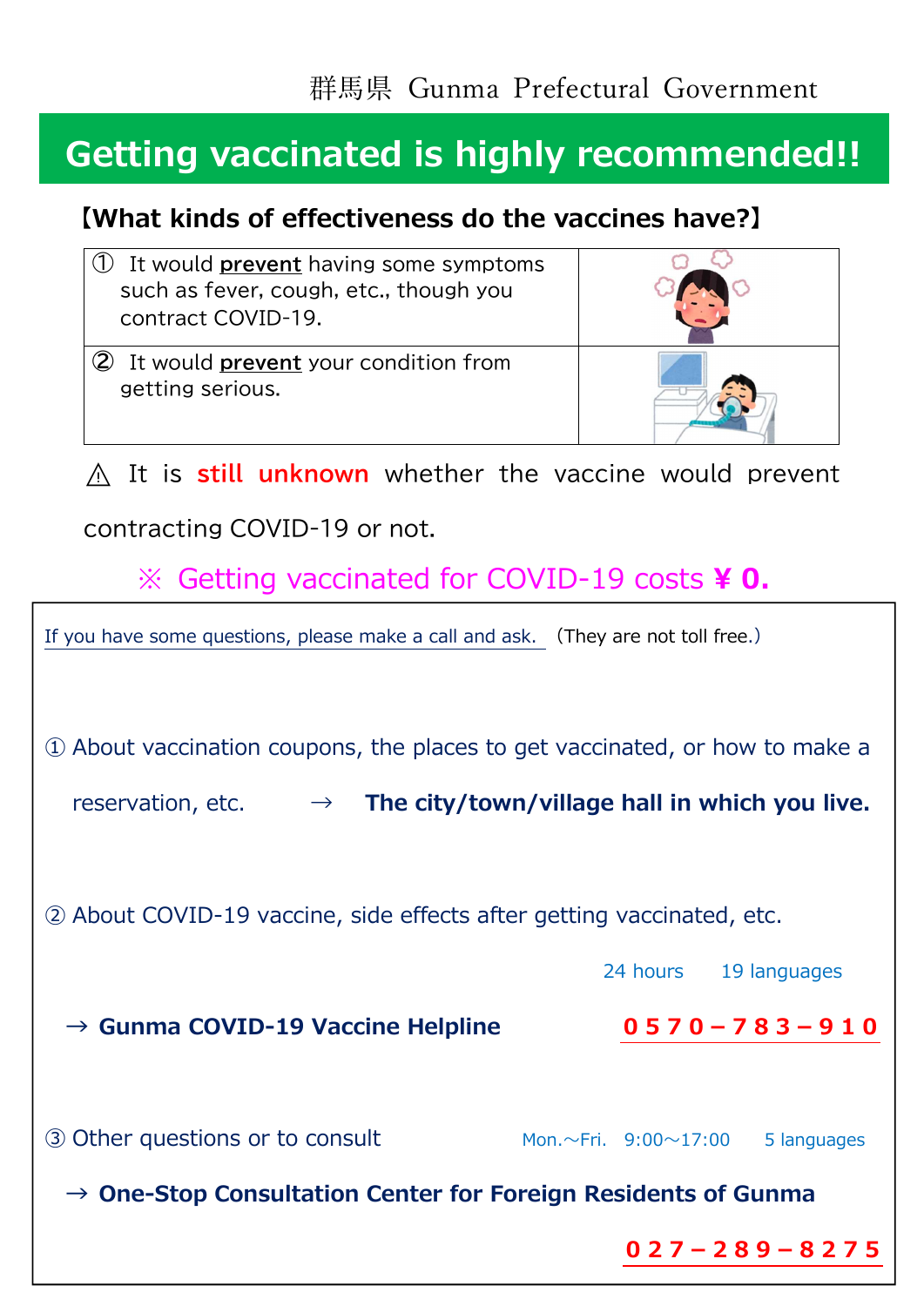群馬県 Gunma Prefectural Government

# Getting vaccinated is highly recommended!!

## 【What kinds of effectiveness do the vaccines have?】

| | |
|---|---|
| ① It would **prevent** having some symptoms such as fever, cough, etc., though you contract COVID-19. | |
| ② It would **prevent** your condition from getting serious. | |

⚠ It is **still unknown** whether the vaccine would prevent contracting COVID-19 or not.

※ Getting vaccinated for COVID-19 costs **¥ 0.**

If you have some questions, please make a call and ask. (They are not toll free.)

① About vaccination coupons, the places to get vaccinated, or how to make a reservation, etc. → **The city/town/village hall in which you live.**

② About COVID-19 vaccine, side effects after getting vaccinated, etc.

24 hours 19 languages

→ **Gunma COVID-19 Vaccine Helpline** **0570－783－910**

③ Other questions or to consult Mon.～Fri. 9:00～17:00 5 languages

→ **One-Stop Consultation Center for Foreign Residents of Gunma**

**027－289－8275**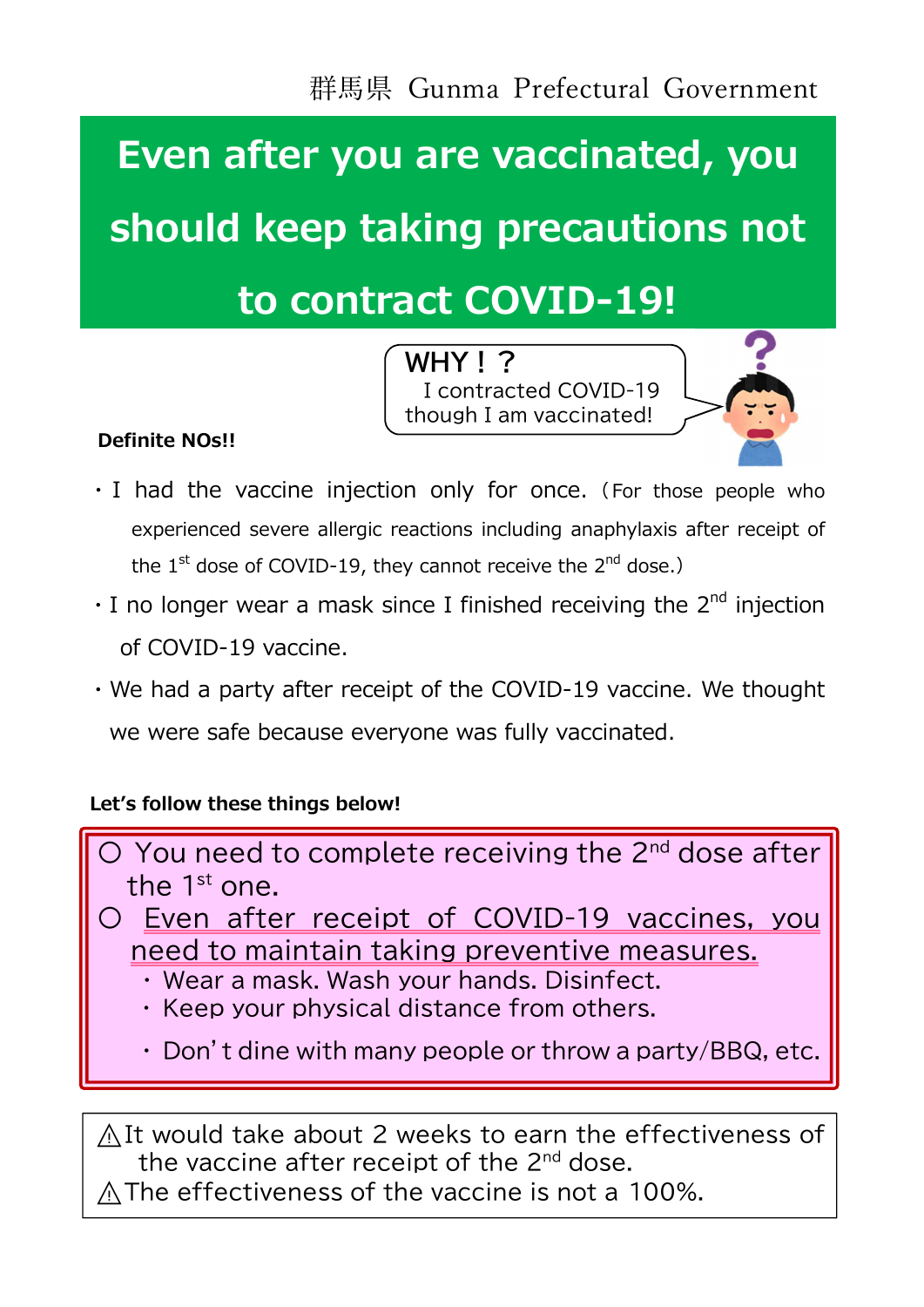群馬県 Gunma Prefectural Government

# Even after you are vaccinated, you should keep taking precautions not to contract COVID-19!

WHY！？
I contracted COVID-19 though I am vaccinated!

**Definite NOs!!**

- I had the vaccine injection only for once.（For those people who experienced severe allergic reactions including anaphylaxis after receipt of the 1st dose of COVID-19, they cannot receive the 2nd dose.）
- I no longer wear a mask since I finished receiving the 2nd injection of COVID-19 vaccine.
- We had a party after receipt of the COVID-19 vaccine. We thought we were safe because everyone was fully vaccinated.

**Let's follow these things below!**

○ You need to complete receiving the 2nd dose after the 1st one.

○ Even after receipt of COVID-19 vaccines, you need to maintain taking preventive measures.

- Wear a mask. Wash your hands. Disinfect.
- Keep your physical distance from others.
- Don't dine with many people or throw a party/BBQ, etc.

⚠It would take about 2 weeks to earn the effectiveness of the vaccine after receipt of the 2nd dose.

⚠The effectiveness of the vaccine is not a 100%.